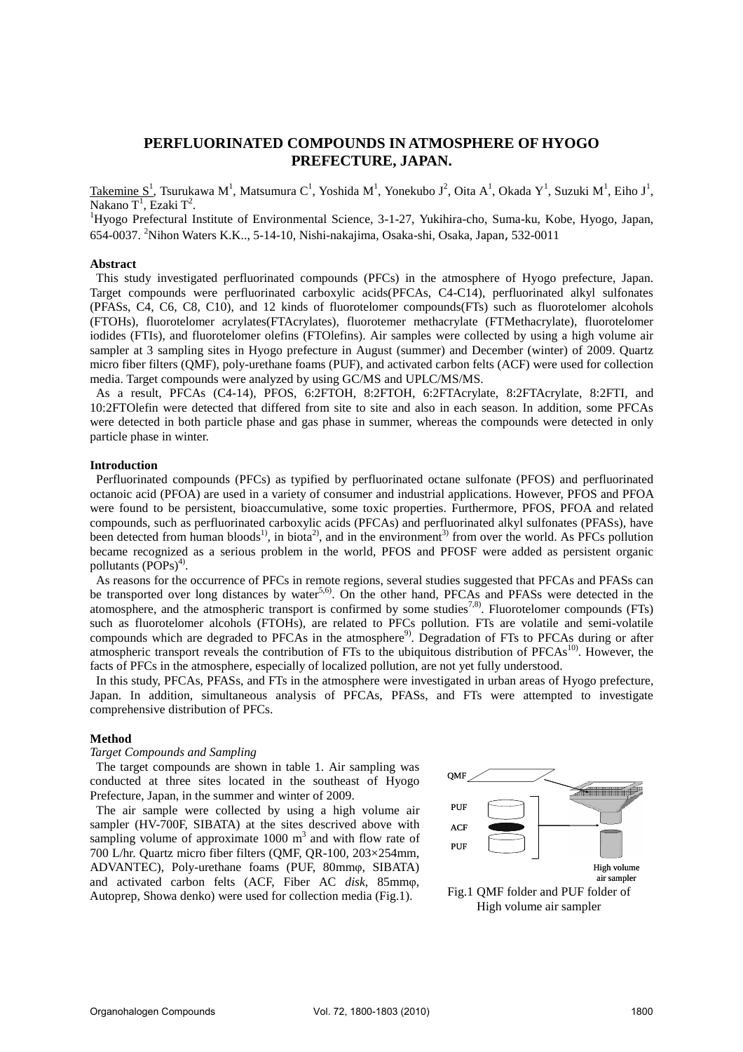# PERFLUORINATED COMPOUNDS IN ATMOSPHERE OF HYOGO PREFECTURE, JAPAN.

Takemine S[1], Tsurukawa M[1], Matsumura C[1], Yoshida M[1], Yonekubo J[2], Oita A[1], Okada Y[1], Suzuki M[1], Eiho J[1], Nakano T[1], Ezaki T[2].

[1]Hyogo Prefectural Institute of Environmental Science, 3-1-27, Yukihira-cho, Suma-ku, Kobe, Hyogo, Japan, 654-0037. [2]Nihon Waters K.K.., 5-14-10, Nishi-nakajima, Osaka-shi, Osaka, Japan, 532-0011

## Abstract

This study investigated perfluorinated compounds (PFCs) in the atmosphere of Hyogo prefecture, Japan. Target compounds were perfluorinated carboxylic acids(PFCAs, C4-C14), perfluorinated alkyl sulfonates (PFASs, C4, C6, C8, C10), and 12 kinds of fluorotelomer compounds(FTs) such as fluorotelomer alcohols (FTOHs), fluorotelomer acrylates(FTAcrylates), fluorotemer methacrylate (FTMethacrylate), fluorotelomer iodides (FTIs), and fluorotelomer olefins (FTOlefins). Air samples were collected by using a high volume air sampler at 3 sampling sites in Hyogo prefecture in August (summer) and December (winter) of 2009. Quartz micro fiber filters (QMF), poly-urethane foams (PUF), and activated carbon felts (ACF) were used for collection media. Target compounds were analyzed by using GC/MS and UPLC/MS/MS.

As a result, PFCAs (C4-14), PFOS, 6:2FTOH, 8:2FTOH, 6:2FTAcrylate, 8:2FTAcrylate, 8:2FTI, and 10:2FTOlefin were detected that differed from site to site and also in each season. In addition, some PFCAs were detected in both particle phase and gas phase in summer, whereas the compounds were detected in only particle phase in winter.

## Introduction

Perfluorinated compounds (PFCs) as typified by perfluorinated octane sulfonate (PFOS) and perfluorinated octanoic acid (PFOA) are used in a variety of consumer and industrial applications. However, PFOS and PFOA were found to be persistent, bioaccumulative, some toxic properties. Furthermore, PFOS, PFOA and related compounds, such as perfluorinated carboxylic acids (PFCAs) and perfluorinated alkyl sulfonates (PFASs), have been detected from human bloods[1)], in biota[2)], and in the environment[3)] from over the world. As PFCs pollution became recognized as a serious problem in the world, PFOS and PFOSF were added as persistent organic pollutants (POPs)[4)].

As reasons for the occurrence of PFCs in remote regions, several studies suggested that PFCAs and PFASs can be transported over long distances by water[5,6)]. On the other hand, PFCAs and PFASs were detected in the atomosphere, and the atmospheric transport is confirmed by some studies[7,8)]. Fluorotelomer compounds (FTs) such as fluorotelomer alcohols (FTOHs), are related to PFCs pollution. FTs are volatile and semi-volatile compounds which are degraded to PFCAs in the atmosphere[9)]. Degradation of FTs to PFCAs during or after atmospheric transport reveals the contribution of FTs to the ubiquitous distribution of PFCAs[10)]. However, the facts of PFCs in the atmosphere, especially of localized pollution, are not yet fully understood.

In this study, PFCAs, PFASs, and FTs in the atmosphere were investigated in urban areas of Hyogo prefecture, Japan. In addition, simultaneous analysis of PFCAs, PFASs, and FTs were attempted to investigate comprehensive distribution of PFCs.

## Method

### *Target Compounds and Sampling*

The target compounds are shown in table 1. Air sampling was conducted at three sites located in the southeast of Hyogo Prefecture, Japan, in the summer and winter of 2009.

The air sample were collected by using a high volume air sampler (HV-700F, SIBATA) at the sites descrived above with sampling volume of approximate 1000 $m^3$ and with flow rate of 700 L/hr. Quartz micro fiber filters (QMF, QR-100, 203×254mm, ADVANTEC), Poly-urethane foams (PUF, 80mmφ, SIBATA) and activated carbon felts (ACF, Fiber AC *disk*, 85mmφ, Autoprep, Showa denko) were used for collection media (Fig.1).

QMF

PUF

ACF

PUF

High volume air sampler

Fig.1 QMF folder and PUF folder of High volume air sampler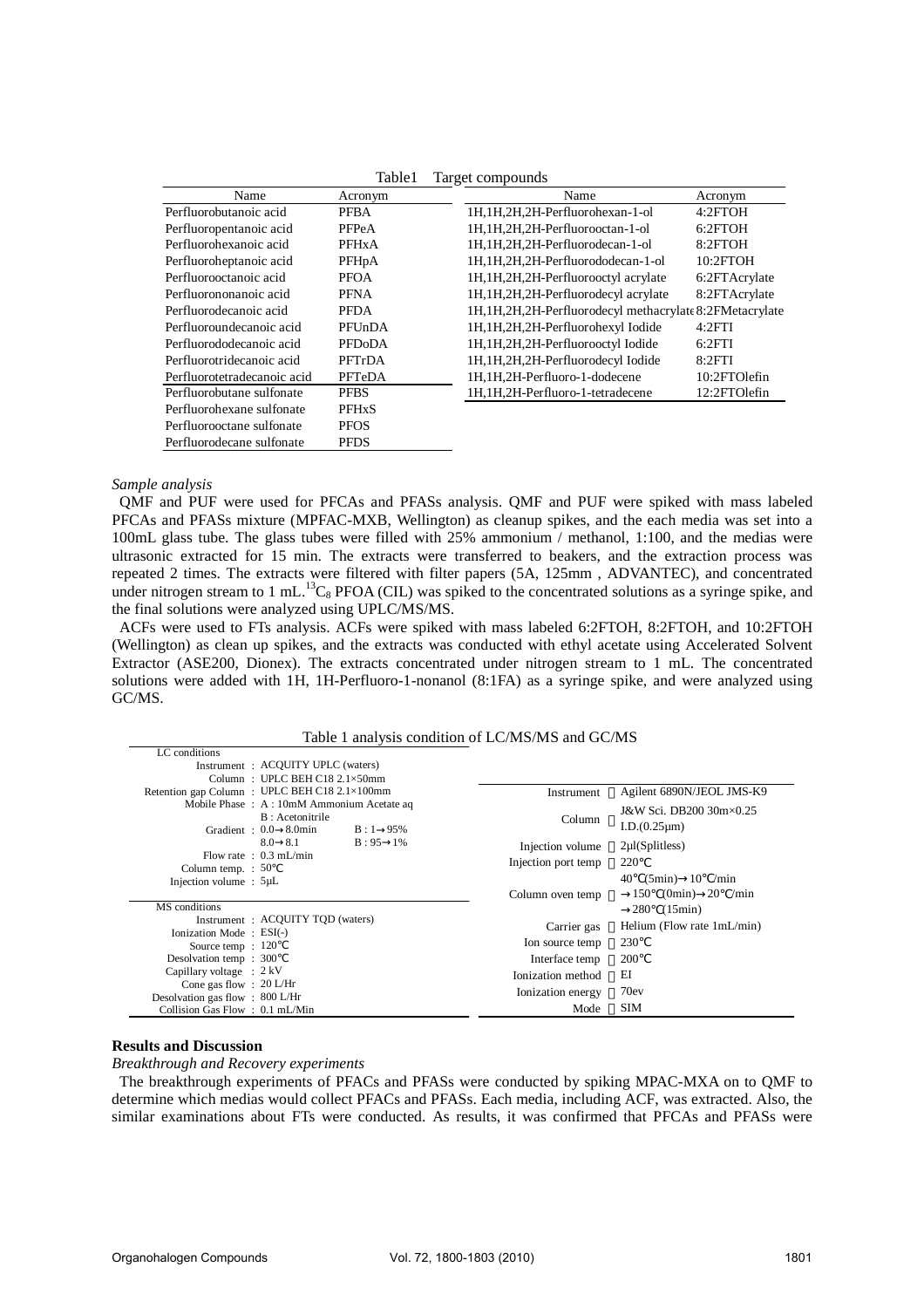Table1 Target compounds

| Name | Acronym | Name | Acronym |
|---|---|---|---|
| Perfluorobutanoic acid | PFBA | 1H,1H,2H,2H-Perfluorohexan-1-ol | 4:2FTOH |
| Perfluoropentanoic acid | PFPeA | 1H,1H,2H,2H-Perfluorooctan-1-ol | 6:2FTOH |
| Perfluorohexanoic acid | PFHxA | 1H,1H,2H,2H-Perfluorodecan-1-ol | 8:2FTOH |
| Perfluoroheptanoic acid | PFHpA | 1H,1H,2H,2H-Perfluorododecan-1-ol | 10:2FTOH |
| Perfluorooctanoic acid | PFOA | 1H,1H,2H,2H-Perfluorooctyl acrylate | 6:2FTAcrylate |
| Perfluorononanoic acid | PFNA | 1H,1H,2H,2H-Perfluorodecyl acrylate | 8:2FTAcrylate |
| Perfluorodecanoic acid | PFDA | 1H,1H,2H,2H-Perfluorodecyl methacrylate | 8:2FMetacrylate |
| Perfluoroundecanoic acid | PFUnDA | 1H,1H,2H,2H-Perfluorohexyl Iodide | 4:2FTI |
| Perfluorododecanoic acid | PFDoDA | 1H,1H,2H,2H-Perfluorooctyl Iodide | 6:2FTI |
| Perfluorotridecanoic acid | PFTrDA | 1H,1H,2H,2H-Perfluorodecyl Iodide | 8:2FTI |
| Perfluorotetradecanoic acid | PFTeDA | 1H,1H,2H-Perfluoro-1-dodecene | 10:2FTOlefin |
| Perfluorobutane sulfonate | PFBS | 1H,1H,2H-Perfluoro-1-tetradecene | 12:2FTOlefin |
| Perfluorohexane sulfonate | PFHxS | | |
| Perfluorooctane sulfonate | PFOS | | |
| Perfluorodecane sulfonate | PFDS | | |

*Sample analysis*

QMF and PUF were used for PFCAs and PFASs analysis. QMF and PUF were spiked with mass labeled PFCAs and PFASs mixture (MPFAC-MXB, Wellington) as cleanup spikes, and the each media was set into a 100mL glass tube. The glass tubes were filled with 25% ammonium / methanol, 1:100, and the medias were ultrasonic extracted for 15 min. The extracts were transferred to beakers, and the extraction process was repeated 2 times. The extracts were filtered with filter papers (5A, 125mm , ADVANTEC), and concentrated under nitrogen stream to 1 mL. $^{13}C_8$ PFOA (CIL) was spiked to the concentrated solutions as a syringe spike, and the final solutions were analyzed using UPLC/MS/MS.

ACFs were used to FTs analysis. ACFs were spiked with mass labeled 6:2FTOH, 8:2FTOH, and 10:2FTOH (Wellington) as clean up spikes, and the extracts was conducted with ethyl acetate using Accelerated Solvent Extractor (ASE200, Dionex). The extracts concentrated under nitrogen stream to 1 mL. The concentrated solutions were added with 1H, 1H-Perfluoro-1-nonanol (8:1FA) as a syringe spike, and were analyzed using GC/MS.

Table 1 analysis condition of LC/MS/MS and GC/MS

| LC conditions | |
|---|---|
| Instrument | ACQUITY UPLC (waters) |
| Column | UPLC BEH C18 2.1×50mm |
| Retention gap Column | UPLC BEH C18 2.1×100mm |
| Mobile Phase | A : 10mM Ammonium Acetate aq; B : Acetonitrile |
| Gradient | 0.0→8.0min B : 1→95%; 8.0→8.1 B : 95→1% |
| Flow rate | 0.3 mL/min |
| Column temp. | 50℃ |
| Injection volume | 5μL |
| **MS conditions** | |
| Instrument | ACQUITY TQD (waters) |
| Ionization Mode | ESI(-) |
| Source temp | 120℃ |
| Desolvation temp | 300℃ |
| Capillary voltage | 2 kV |
| Cone gas flow | 20 L/Hr |
| Desolvation gas flow | 800 L/Hr |
| Collision Gas Flow | 0.1 mL/Min |

| GC/MS conditions | |
|---|---|
| Instrument | Agilent 6890N/JEOL JMS-K9 |
| Column | J&W Sci. DB200 30m×0.25 I.D.(0.25μm) |
| Injection volume | 2μl(Splitless) |
| Injection port temp | 220℃ |
| Column oven temp | 40℃(5min)→10℃/min →150℃(0min)→20℃/min →280℃(15min) |
| Carrier gas | Helium (Flow rate 1mL/min) |
| Ion source temp | 230℃ |
| Interface temp | 200℃ |
| Ionization method | EI |
| Ionization energy | 70ev |
| Mode | SIM |

**Results and Discussion**

*Breakthrough and Recovery experiments*

The breakthrough experiments of PFACs and PFASs were conducted by spiking MPAC-MXA on to QMF to determine which medias would collect PFACs and PFASs. Each media, including ACF, was extracted. Also, the similar examinations about FTs were conducted. As results, it was confirmed that PFCAs and PFASs were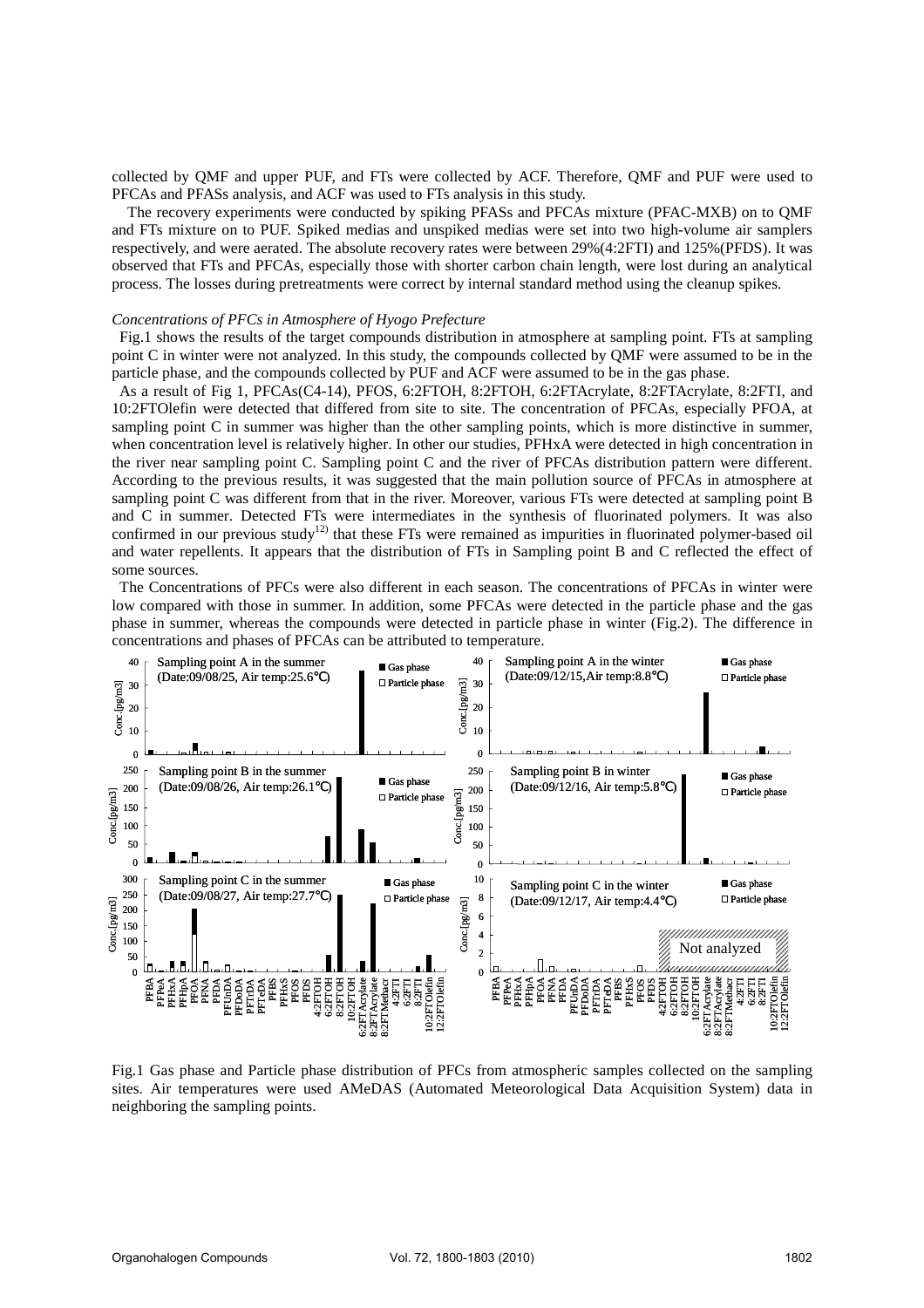collected by QMF and upper PUF, and FTs were collected by ACF. Therefore, QMF and PUF were used to PFCAs and PFASs analysis, and ACF was used to FTs analysis in this study.

The recovery experiments were conducted by spiking PFASs and PFCAs mixture (PFAC-MXB) on to QMF and FTs mixture on to PUF. Spiked medias and unspiked medias were set into two high-volume air samplers respectively, and were aerated. The absolute recovery rates were between 29%(4:2FTI) and 125%(PFDS). It was observed that FTs and PFCAs, especially those with shorter carbon chain length, were lost during an analytical process. The losses during pretreatments were correct by internal standard method using the cleanup spikes.

*Concentrations of PFCs in Atmosphere of Hyogo Prefecture*

Fig.1 shows the results of the target compounds distribution in atmosphere at sampling point. FTs at sampling point C in winter were not analyzed. In this study, the compounds collected by QMF were assumed to be in the particle phase, and the compounds collected by PUF and ACF were assumed to be in the gas phase.

As a result of Fig 1, PFCAs(C4-14), PFOS, 6:2FTOH, 8:2FTOH, 6:2FTAcrylate, 8:2FTAcrylate, 8:2FTI, and 10:2FTOlefin were detected that differed from site to site. The concentration of PFCAs, especially PFOA, at sampling point C in summer was higher than the other sampling points, which is more distinctive in summer, when concentration level is relatively higher. In other our studies, PFHxA were detected in high concentration in the river near sampling point C. Sampling point C and the river of PFCAs distribution pattern were different. According to the previous results, it was suggested that the main pollution source of PFCAs in atmosphere at sampling point C was different from that in the river. Moreover, various FTs were detected at sampling point B and C in summer. Detected FTs were intermediates in the synthesis of fluorinated polymers. It was also confirmed in our previous study[12] that these FTs were remained as impurities in fluorinated polymer-based oil and water repellents. It appears that the distribution of FTs in Sampling point B and C reflected the effect of some sources.

The Concentrations of PFCs were also different in each season. The concentrations of PFCAs in winter were low compared with those in summer. In addition, some PFCAs were detected in the particle phase and the gas phase in summer, whereas the compounds were detected in particle phase in winter (Fig.2). The difference in concentrations and phases of PFCAs can be attributed to temperature.

Fig.1 Gas phase and Particle phase distribution of PFCs from atmospheric samples collected on the sampling sites. Air temperatures were used AMeDAS (Automated Meteorological Data Acquisition System) data in neighboring the sampling points.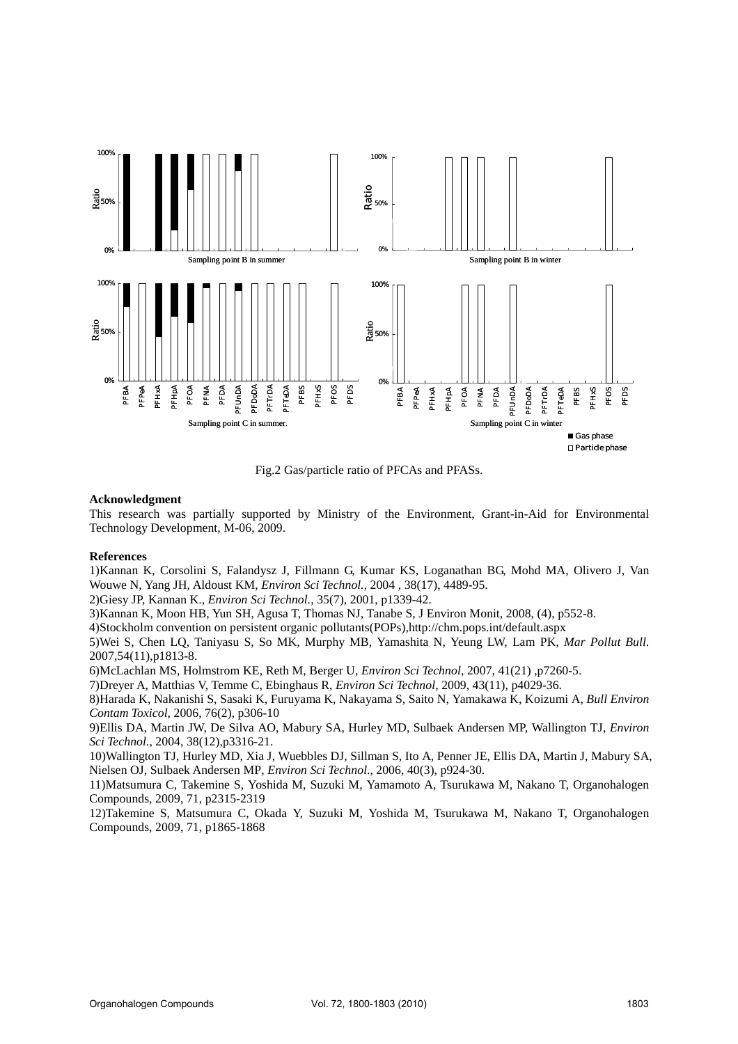Ratio

100%

50%

0%

Sampling point B in summer

Ratio

100%

50%

0%

Sampling point B in winter

Ratio

100%

50%

0%

PFBA PFPeA PFHxA PFHpA PFOA PFNA PFDA PFUnDA PFDoDA PFTrDA PFTeDA PFBS PFHxS PFOS PFDS

Sampling point C in summer.

Ratio

100%

50%

0%

PFBA PFPeA PFHxA PFHpA PFOA PFNA PFDA PFUnDA PFDoDA PFTrDA PFTeDA PFBS PFHxS PFOS PFDS

Sampling point C in winter

■ Gas phase

□ Particle phase

Fig.2 Gas/particle ratio of PFCAs and PFASs.

**Acknowledgment**

This research was partially supported by Ministry of the Environment, Grant-in-Aid for Environmental Technology Development, M-06, 2009.

**References**

1)Kannan K, Corsolini S, Falandysz J, Fillmann G, Kumar KS, Loganathan BG, Mohd MA, Olivero J, Van Wouwe N, Yang JH, Aldoust KM, *Environ Sci Technol.*, 2004 , 38(17), 4489-95.

2)Giesy JP, Kannan K., *Environ Sci Technol.*, 35(7), 2001, p1339-42.

3)Kannan K, Moon HB, Yun SH, Agusa T, Thomas NJ, Tanabe S, J Environ Monit, 2008, (4), p552-8.

4)Stockholm convention on persistent organic pollutants(POPs),http://chm.pops.int/default.aspx

5)Wei S, Chen LQ, Taniyasu S, So MK, Murphy MB, Yamashita N, Yeung LW, Lam PK, *Mar Pollut Bull.* 2007,54(11),p1813-8.

6)McLachlan MS, Holmstrom KE, Reth M, Berger U, *Environ Sci Technol*, 2007, 41(21) ,p7260-5.

7)Dreyer A, Matthias V, Temme C, Ebinghaus R, *Environ Sci Technol*, 2009, 43(11), p4029-36.

8)Harada K, Nakanishi S, Sasaki K, Furuyama K, Nakayama S, Saito N, Yamakawa K, Koizumi A, *Bull Environ Contam Toxicol*, 2006, 76(2), p306-10

9)Ellis DA, Martin JW, De Silva AO, Mabury SA, Hurley MD, Sulbaek Andersen MP, Wallington TJ, *Environ Sci Technol.*, 2004, 38(12),p3316-21.

10)Wallington TJ, Hurley MD, Xia J, Wuebbles DJ, Sillman S, Ito A, Penner JE, Ellis DA, Martin J, Mabury SA, Nielsen OJ, Sulbaek Andersen MP, *Environ Sci Technol.*, 2006, 40(3), p924-30.

11)Matsumura C, Takemine S, Yoshida M, Suzuki M, Yamamoto A, Tsurukawa M, Nakano T, Organohalogen Compounds, 2009, 71, p2315-2319

12)Takemine S, Matsumura C, Okada Y, Suzuki M, Yoshida M, Tsurukawa M, Nakano T, Organohalogen Compounds, 2009, 71, p1865-1868